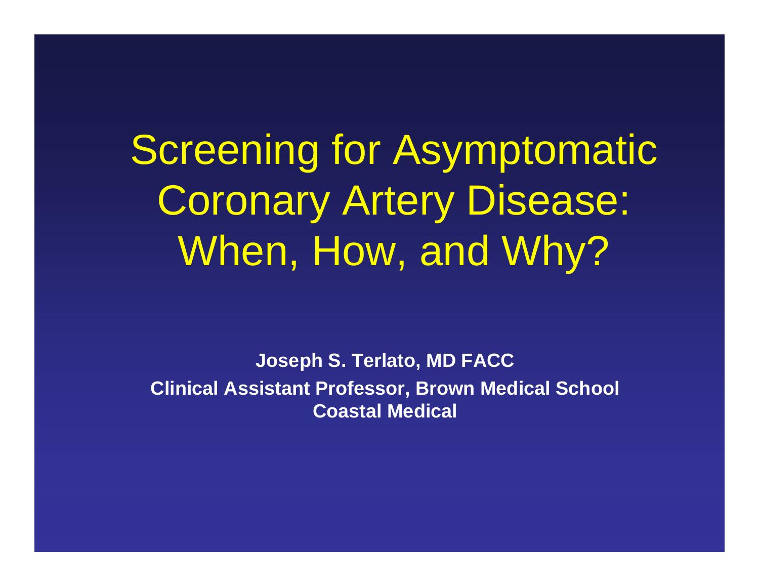# Screening for Asymptomatic Coronary Artery Disease: When, How, and Why?

**Joseph S. Terlato, MD FACC**

**Clinical Assistant Professor, Brown Medical School**

**Coastal Medical**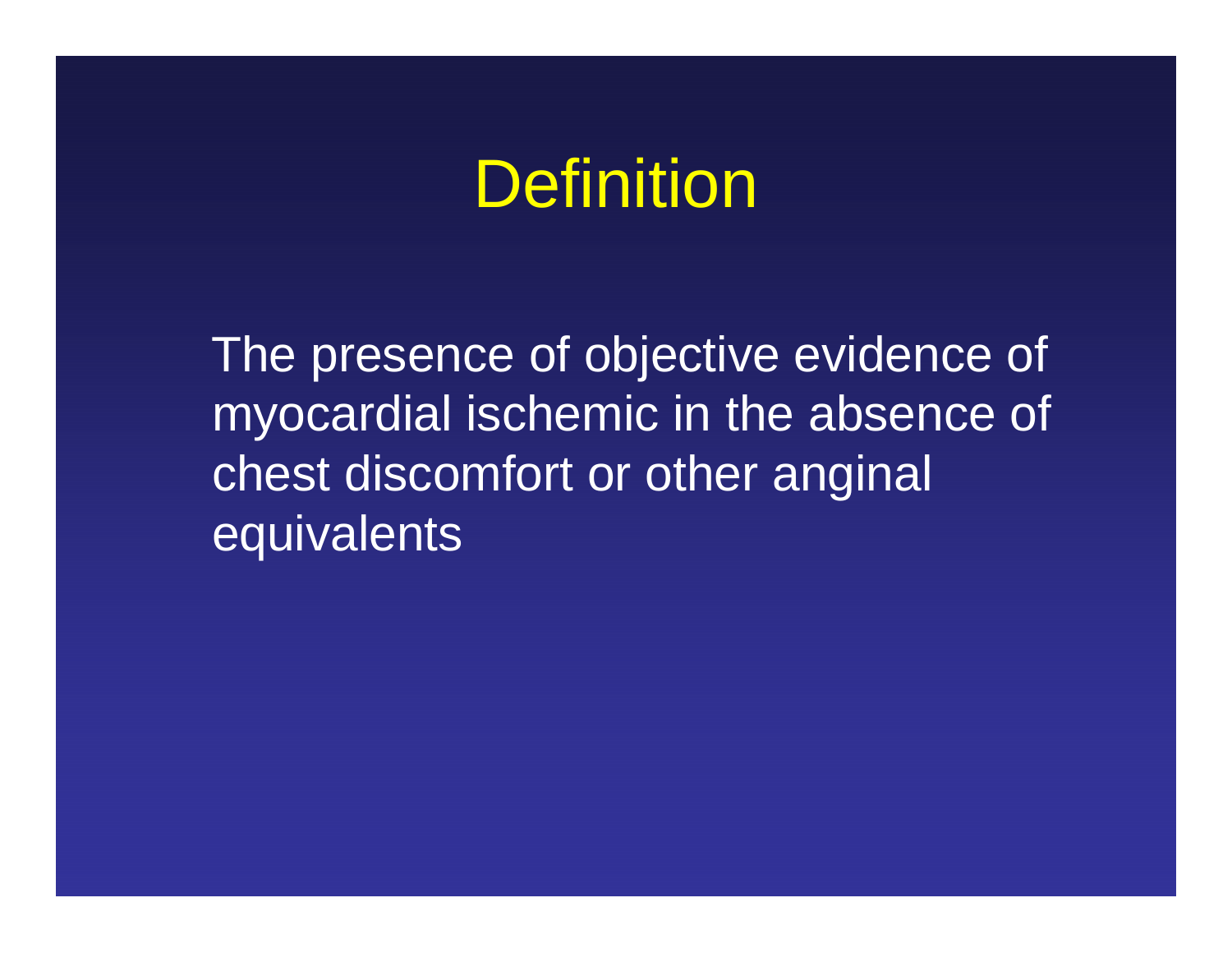# Definition

The presence of objective evidence of myocardial ischemic in the absence of chest discomfort or other anginal equivalents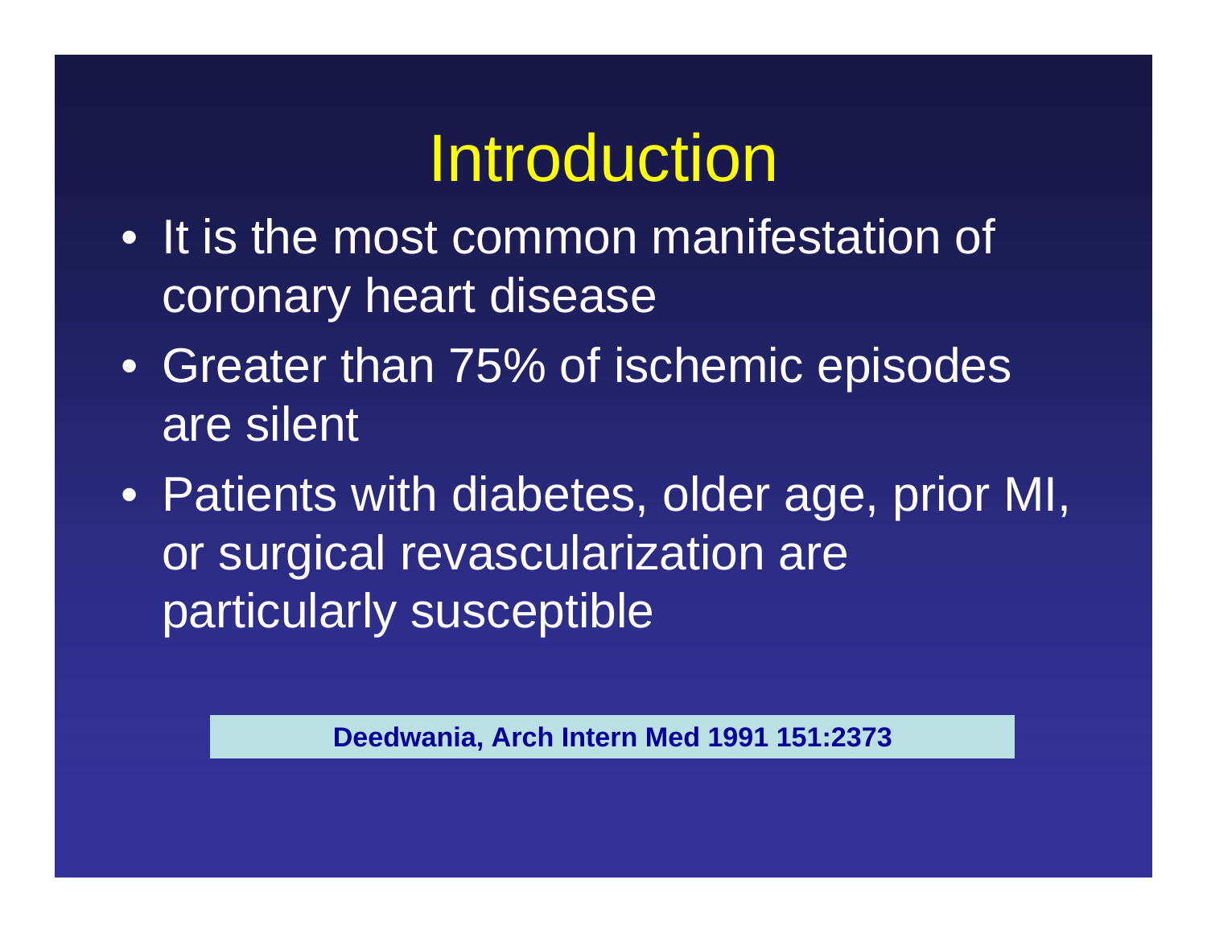# Introduction

- It is the most common manifestation of coronary heart disease
- Greater than 75% of ischemic episodes are silent
- Patients with diabetes, older age, prior MI, or surgical revascularization are particularly susceptible

**Deedwania, Arch Intern Med 1991 151:2373**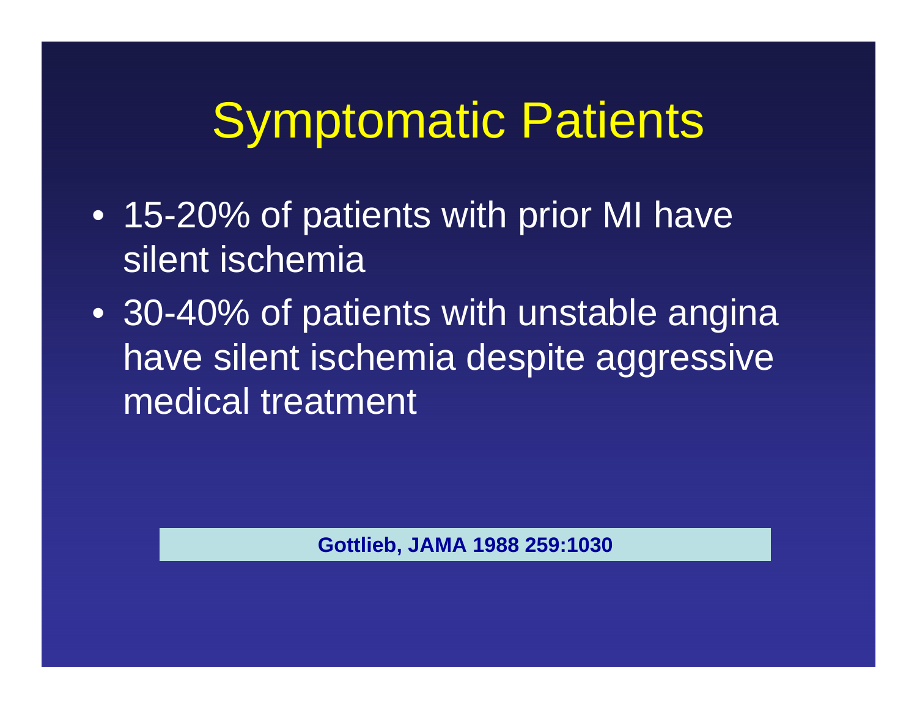# Symptomatic Patients

- 15-20% of patients with prior MI have silent ischemia
- 30-40% of patients with unstable angina have silent ischemia despite aggressive medical treatment

**Gottlieb, JAMA 1988 259:1030**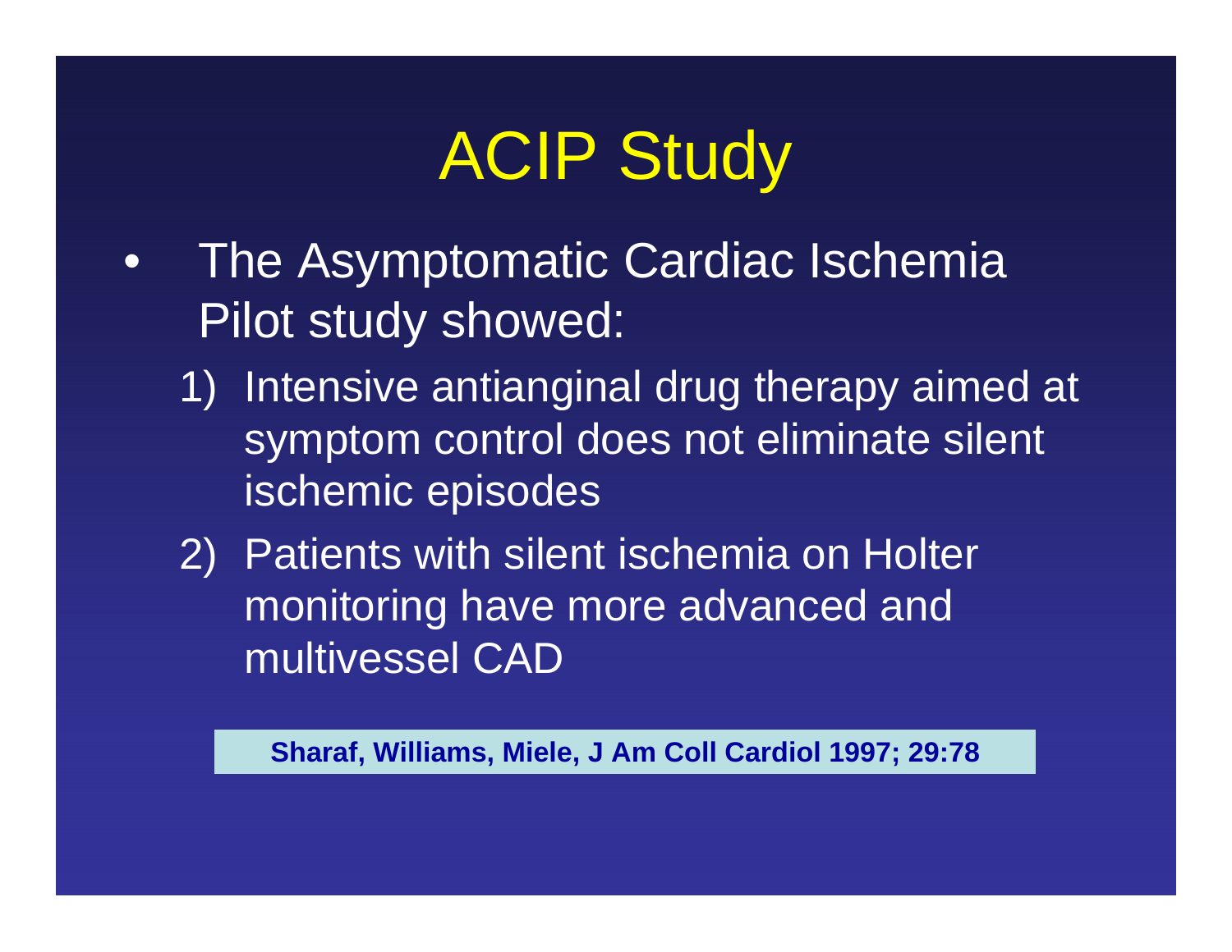# ACIP Study

- The Asymptomatic Cardiac Ischemia Pilot study showed:
  1) Intensive antianginal drug therapy aimed at symptom control does not eliminate silent ischemic episodes
  2) Patients with silent ischemia on Holter monitoring have more advanced and multivessel CAD

**Sharaf, Williams, Miele, J Am Coll Cardiol 1997; 29:78**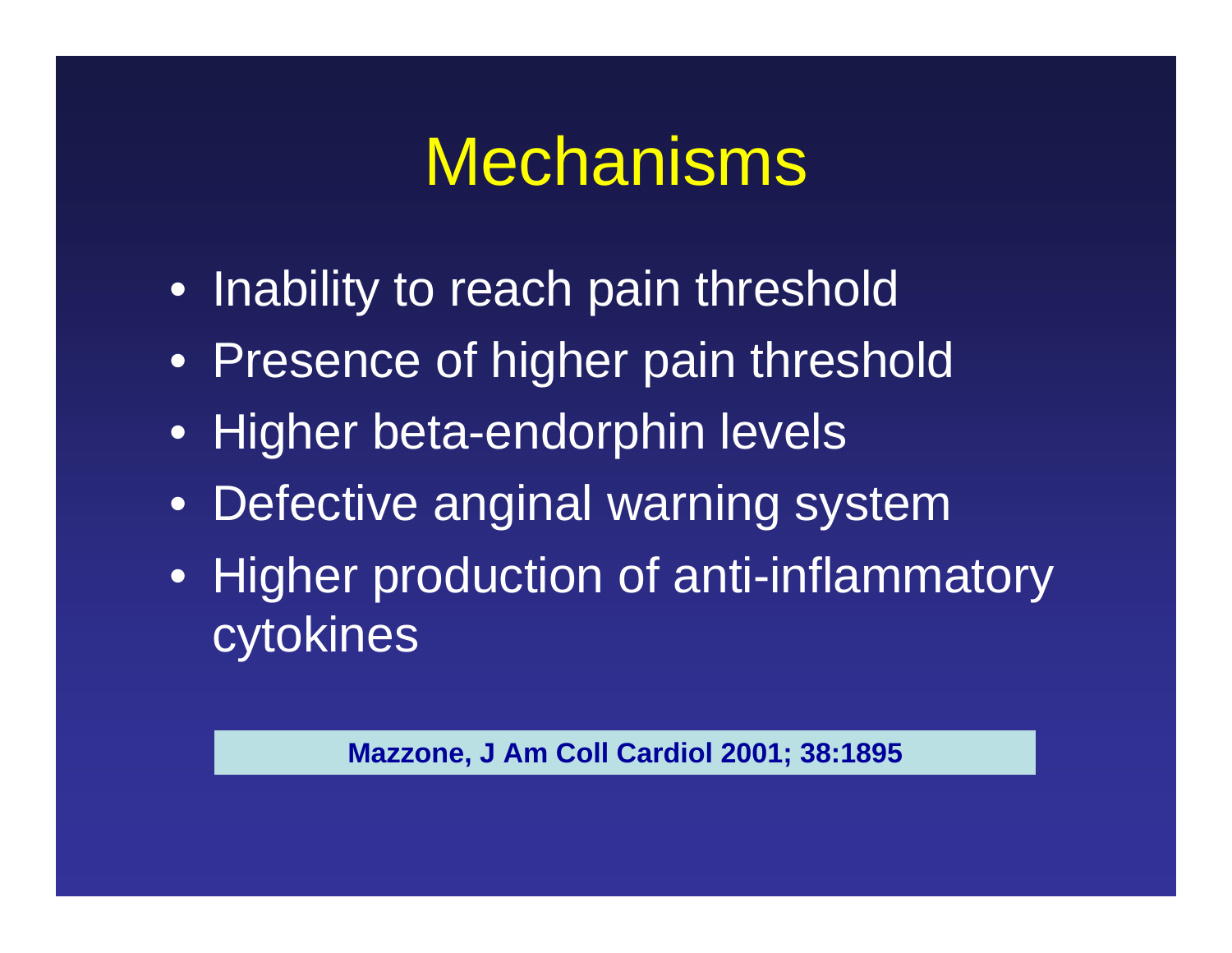# Mechanisms

- Inability to reach pain threshold
- Presence of higher pain threshold
- Higher beta-endorphin levels
- Defective anginal warning system
- Higher production of anti-inflammatory cytokines

**Mazzone, J Am Coll Cardiol 2001; 38:1895**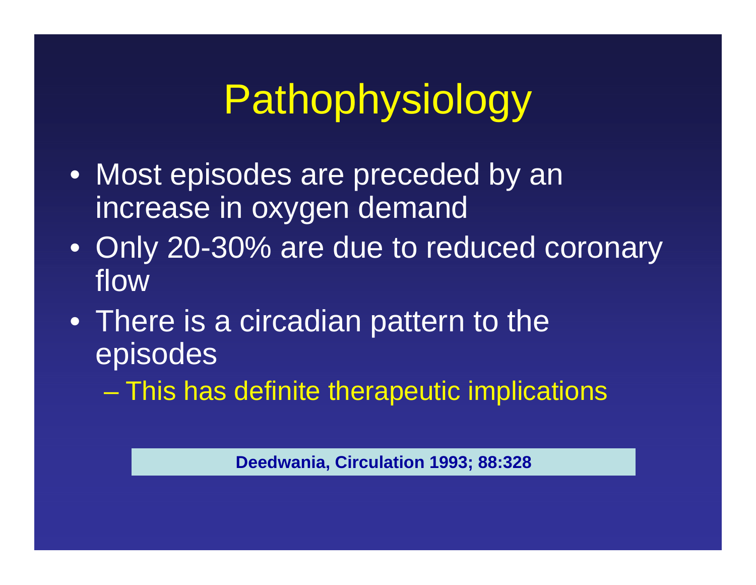# Pathophysiology

- Most episodes are preceded by an increase in oxygen demand
- Only 20-30% are due to reduced coronary flow
- There is a circadian pattern to the episodes
  - This has definite therapeutic implications

**Deedwania, Circulation 1993; 88:328**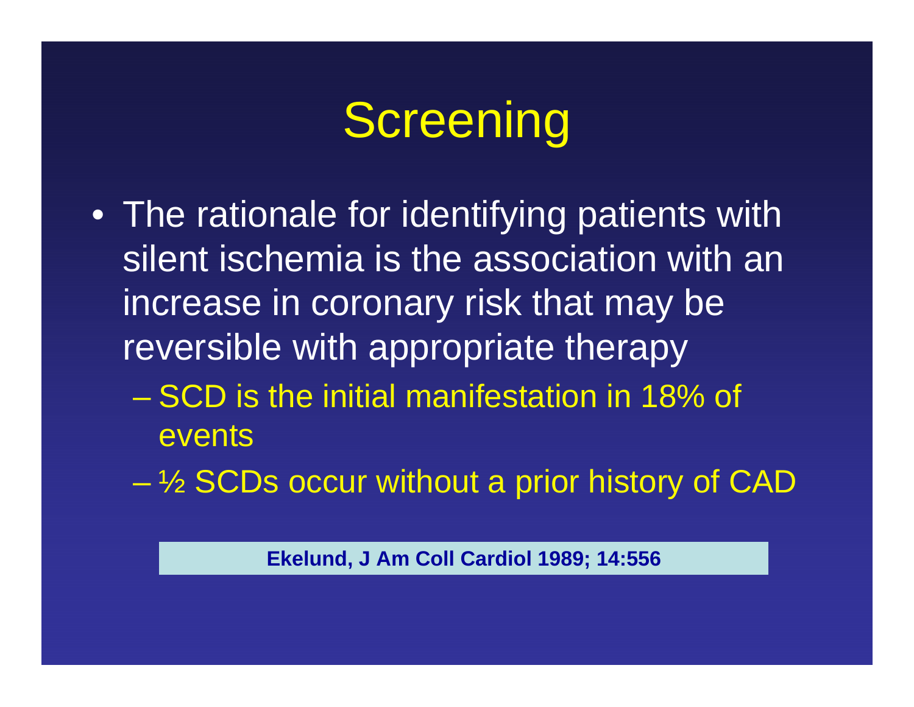# Screening

- The rationale for identifying patients with silent ischemia is the association with an increase in coronary risk that may be reversible with appropriate therapy
  - SCD is the initial manifestation in 18% of events
  - ½ SCDs occur without a prior history of CAD

**Ekelund, J Am Coll Cardiol 1989; 14:556**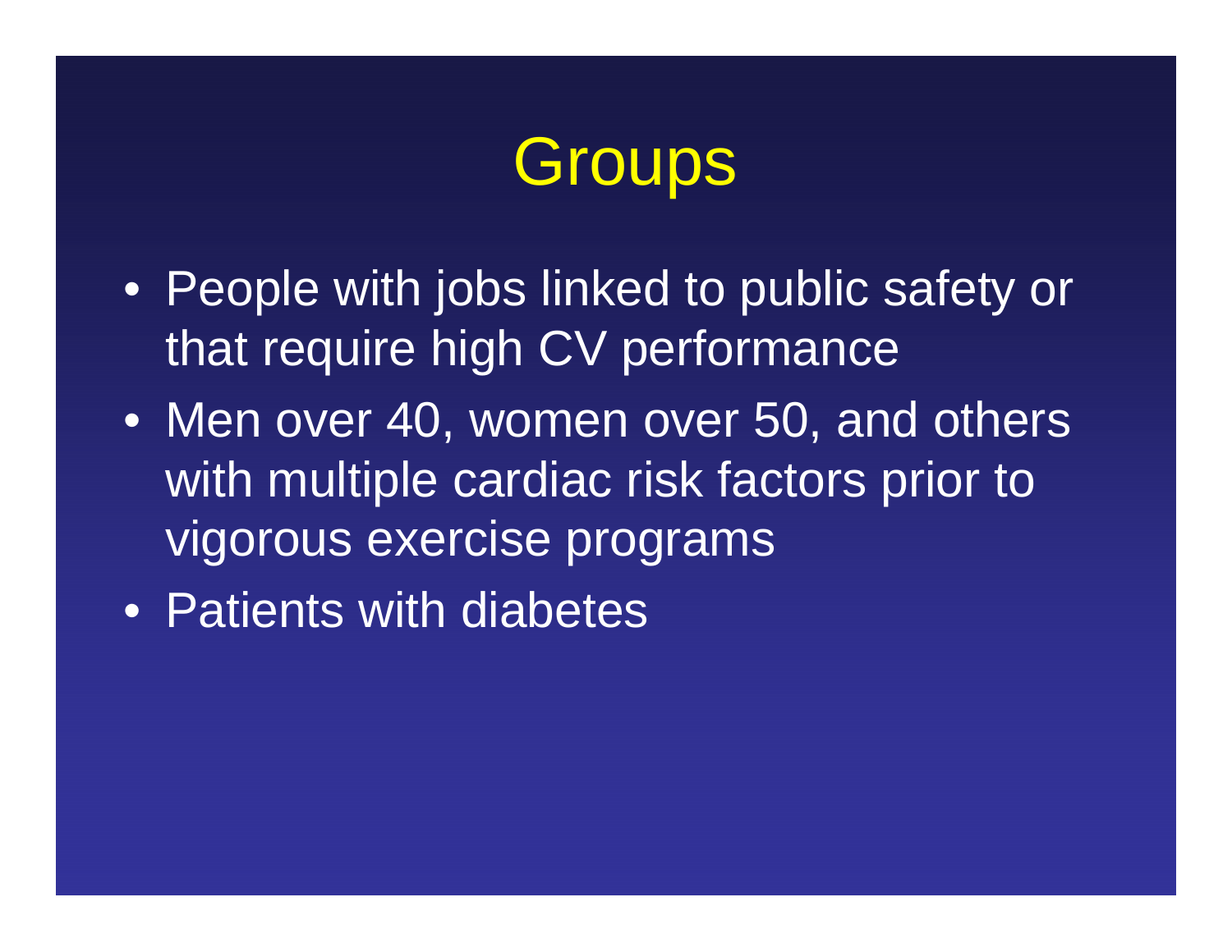# Groups

- People with jobs linked to public safety or that require high CV performance
- Men over 40, women over 50, and others with multiple cardiac risk factors prior to vigorous exercise programs
- Patients with diabetes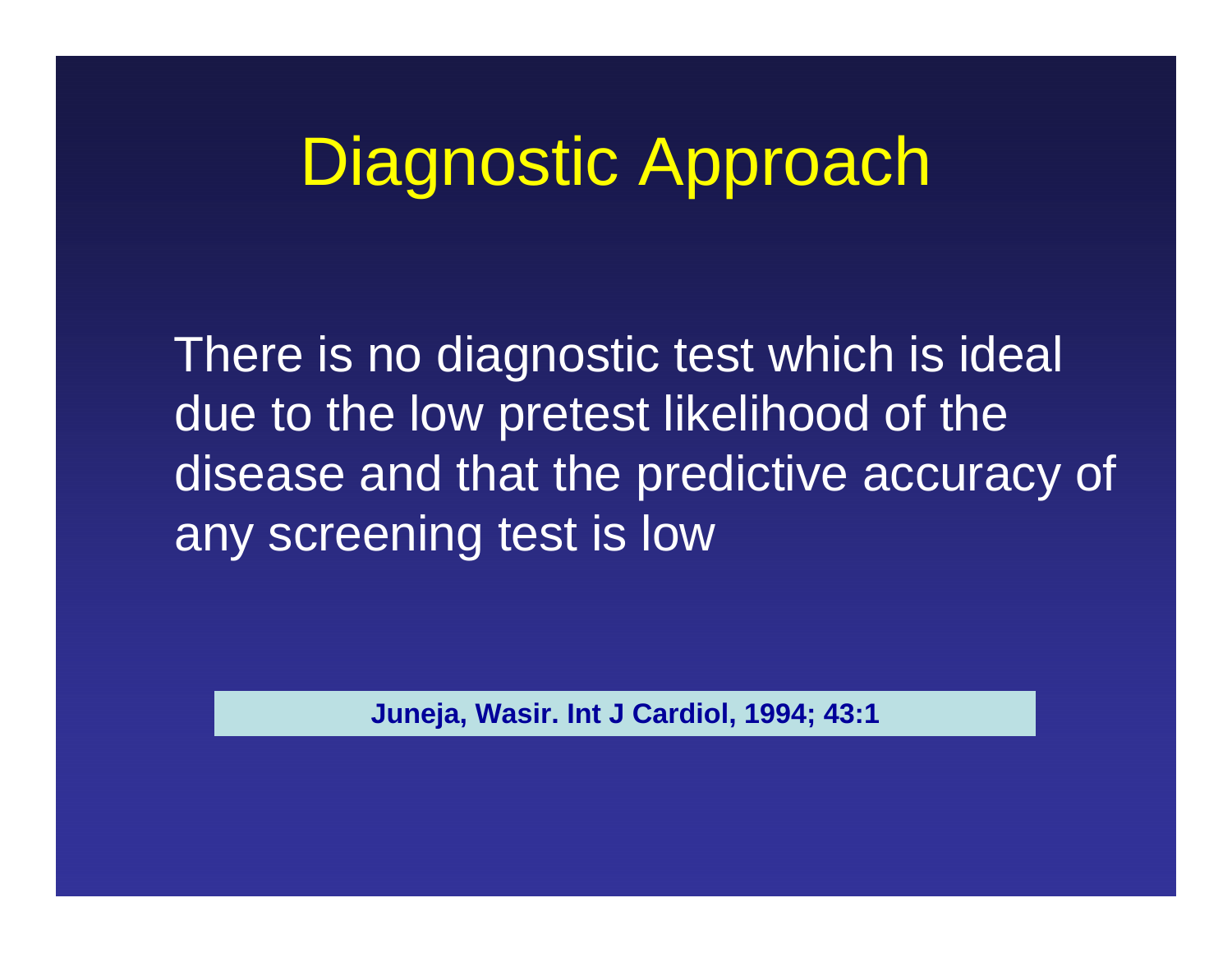# Diagnostic Approach

There is no diagnostic test which is ideal due to the low pretest likelihood of the disease and that the predictive accuracy of any screening test is low

**Juneja, Wasir. Int J Cardiol, 1994; 43:1**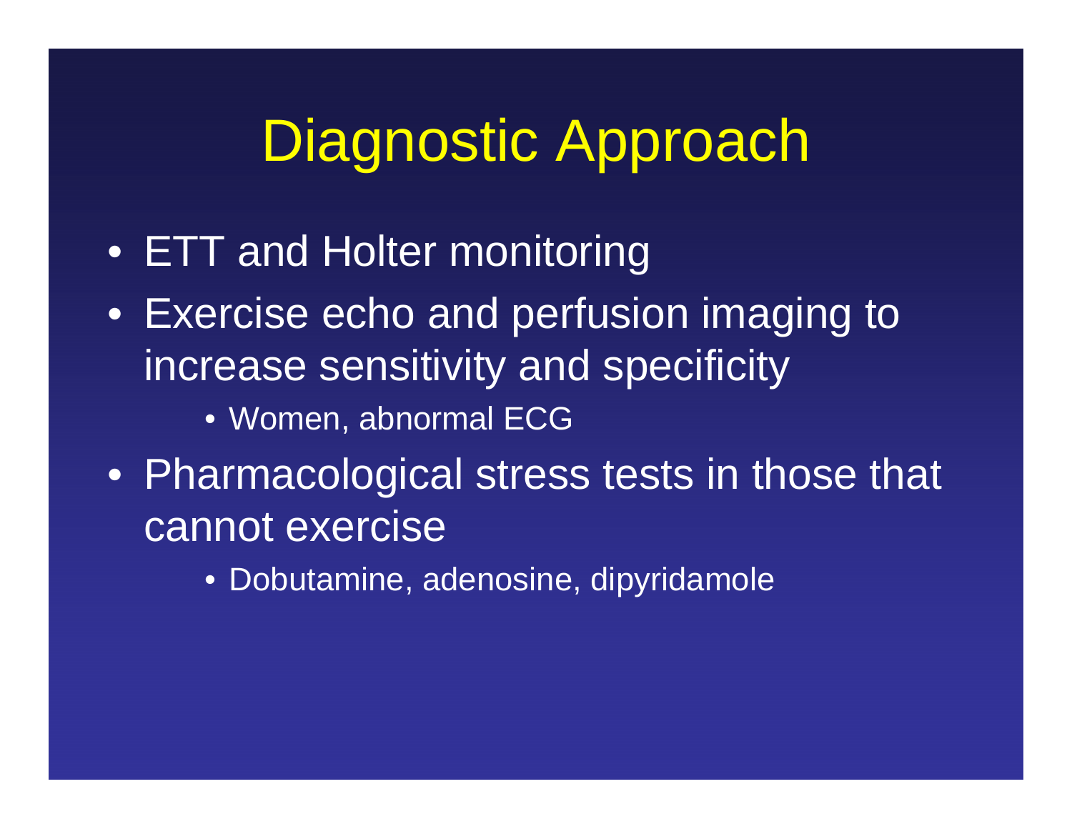# Diagnostic Approach

- ETT and Holter monitoring
- Exercise echo and perfusion imaging to increase sensitivity and specificity
  - Women, abnormal ECG
- Pharmacological stress tests in those that cannot exercise
  - Dobutamine, adenosine, dipyridamole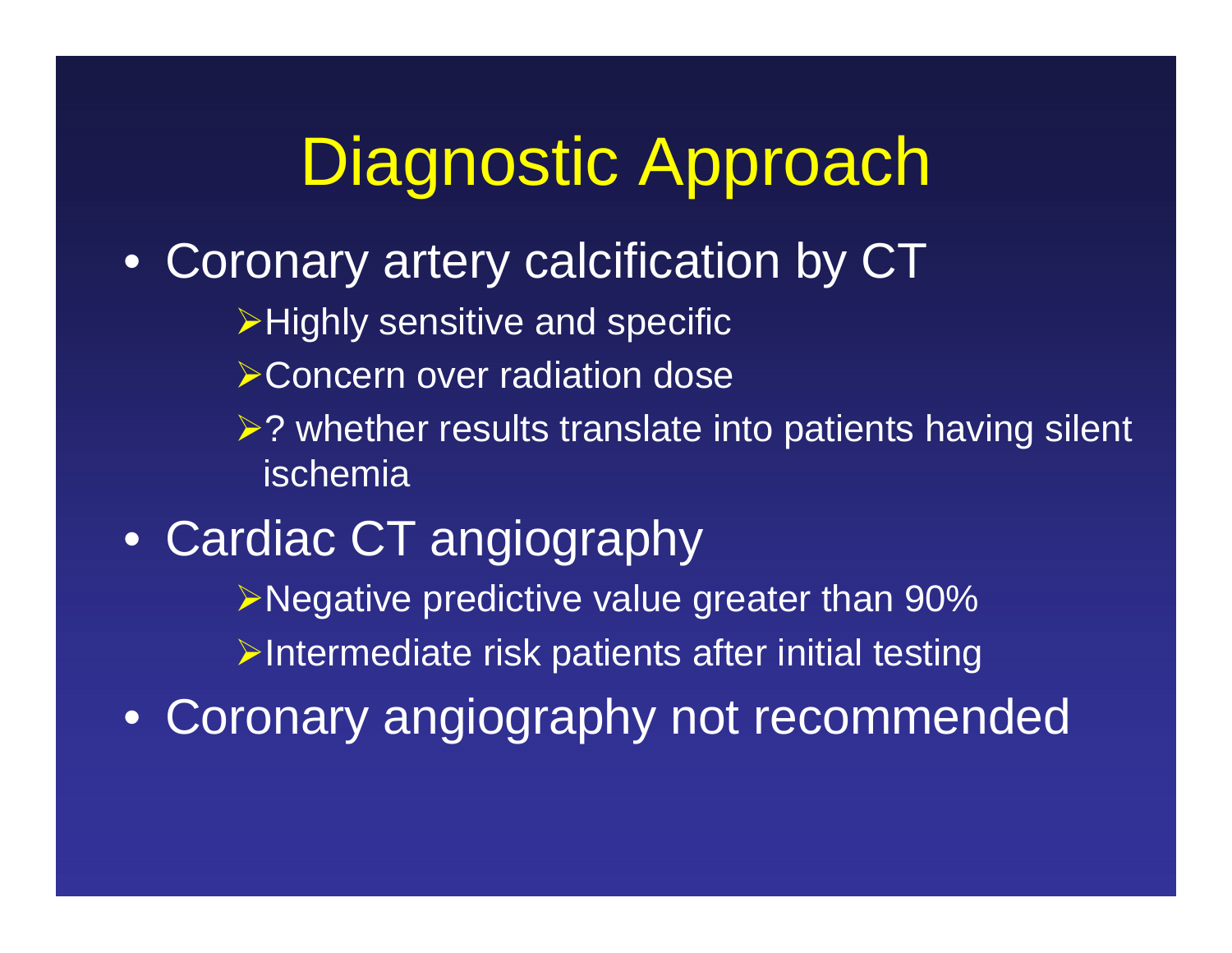# Diagnostic Approach

- Coronary artery calcification by CT
    - Highly sensitive and specific
    - Concern over radiation dose
    - ? whether results translate into patients having silent ischemia
- Cardiac CT angiography
    - Negative predictive value greater than 90%
    - Intermediate risk patients after initial testing
- Coronary angiography not recommended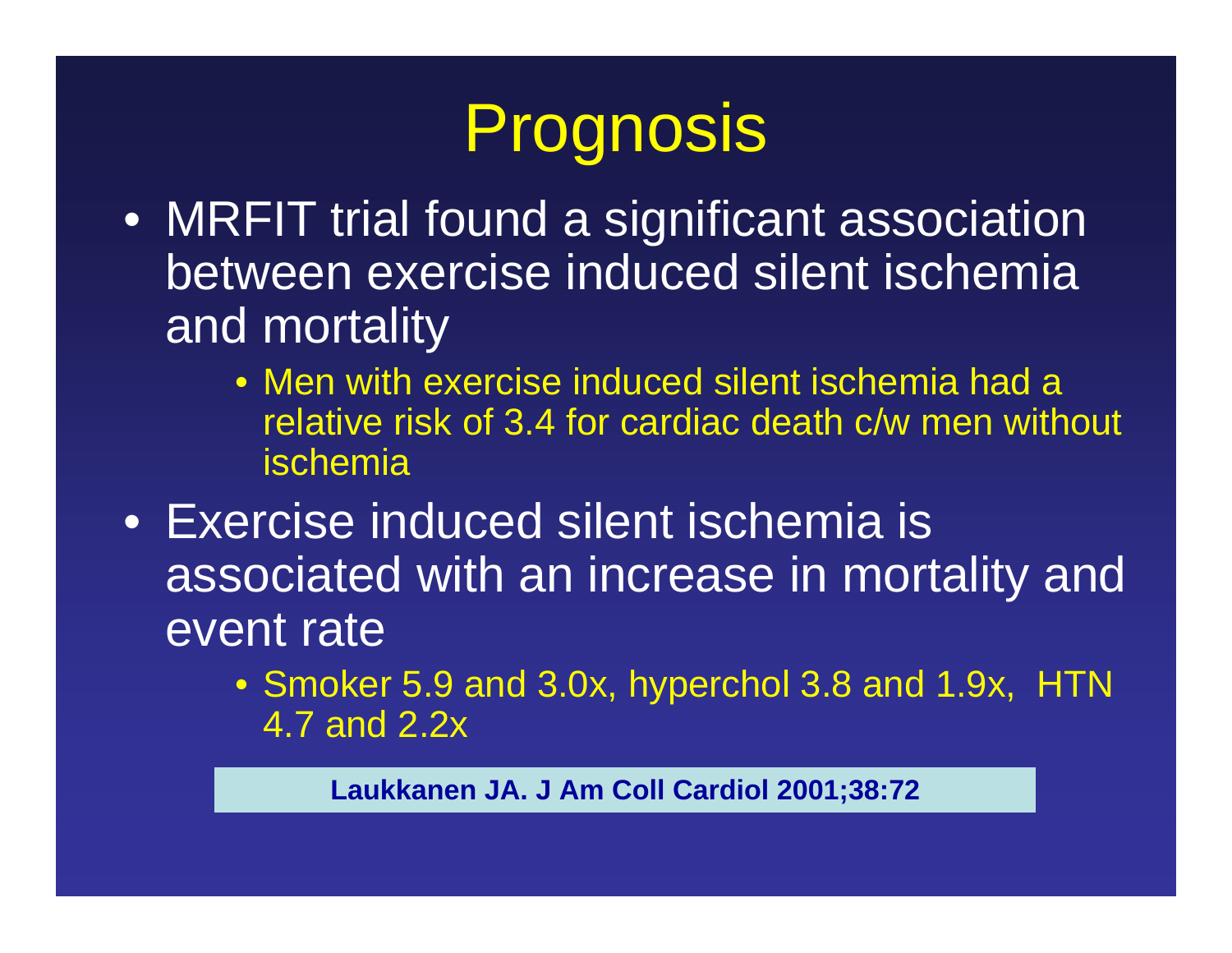# Prognosis

- MRFIT trial found a significant association between exercise induced silent ischemia and mortality
  - Men with exercise induced silent ischemia had a relative risk of 3.4 for cardiac death c/w men without ischemia
- Exercise induced silent ischemia is associated with an increase in mortality and event rate
  - Smoker 5.9 and 3.0x, hyperchol 3.8 and 1.9x, HTN 4.7 and 2.2x

**Laukkanen JA. J Am Coll Cardiol 2001;38:72**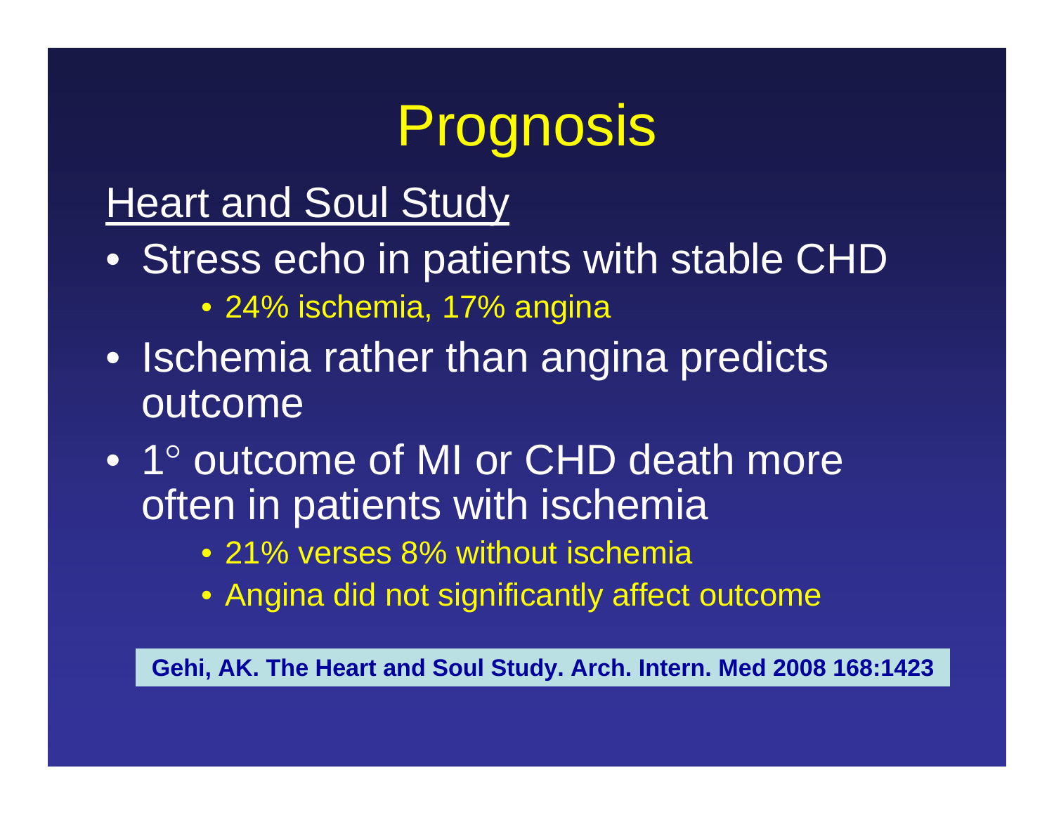# Prognosis

<u>Heart and Soul Study</u>

- Stress echo in patients with stable CHD
  - 24% ischemia, 17% angina
- Ischemia rather than angina predicts outcome
- 1° outcome of MI or CHD death more often in patients with ischemia
  - 21% verses 8% without ischemia
  - Angina did not significantly affect outcome

**Gehi, AK. The Heart and Soul Study. Arch. Intern. Med 2008 168:1423**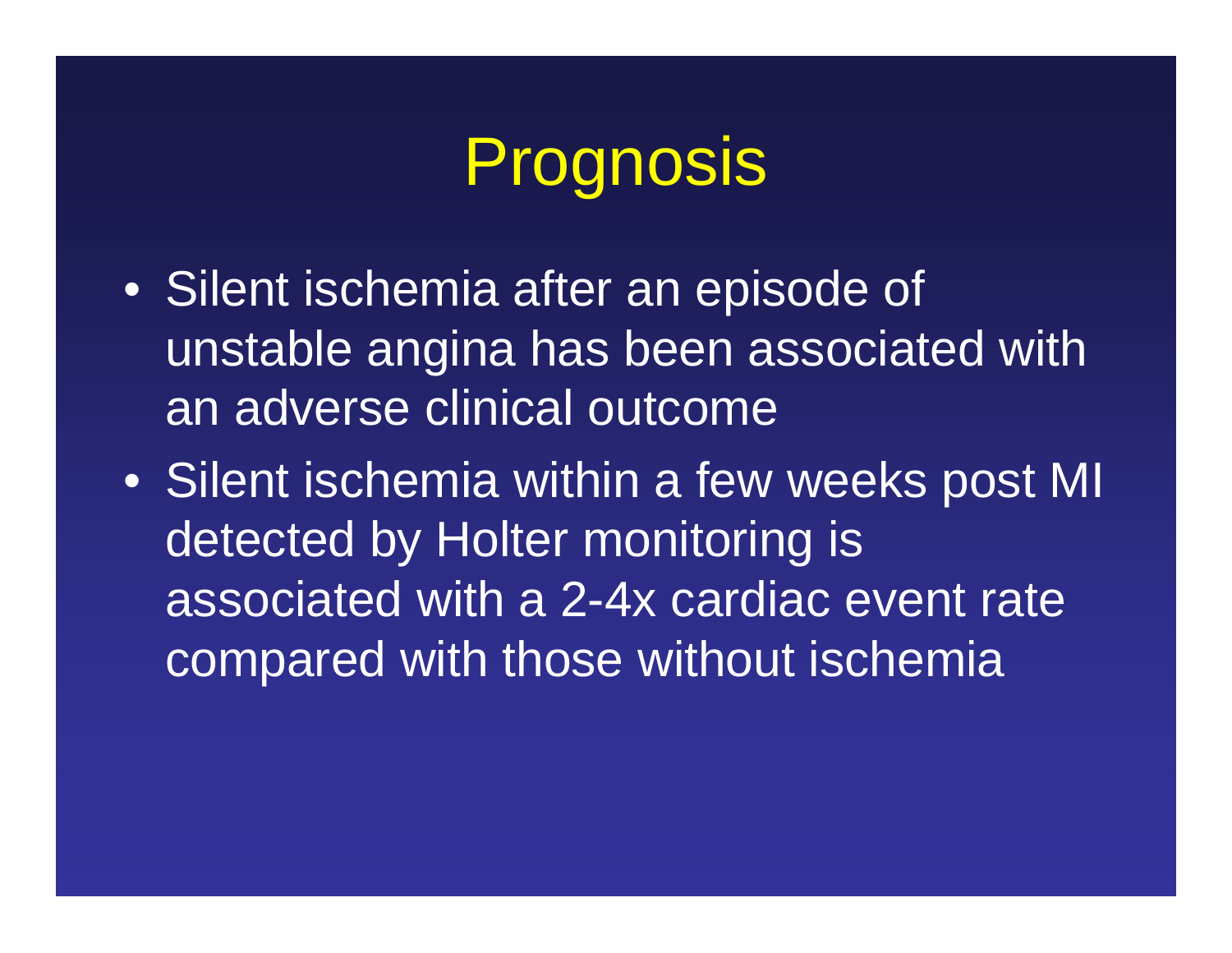# Prognosis

- Silent ischemia after an episode of unstable angina has been associated with an adverse clinical outcome
- Silent ischemia within a few weeks post MI detected by Holter monitoring is associated with a 2-4x cardiac event rate compared with those without ischemia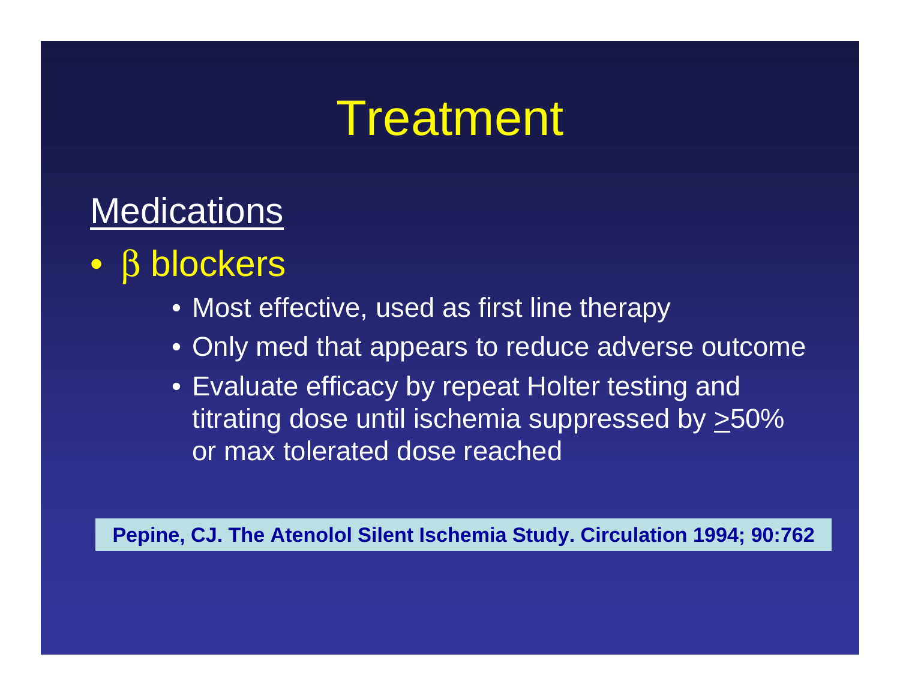# Treatment

## Medications

- β blockers
  - Most effective, used as first line therapy
  - Only med that appears to reduce adverse outcome
  - Evaluate efficacy by repeat Holter testing and titrating dose until ischemia suppressed by $\geq$50% or max tolerated dose reached

**Pepine, CJ. The Atenolol Silent Ischemia Study. Circulation 1994; 90:762**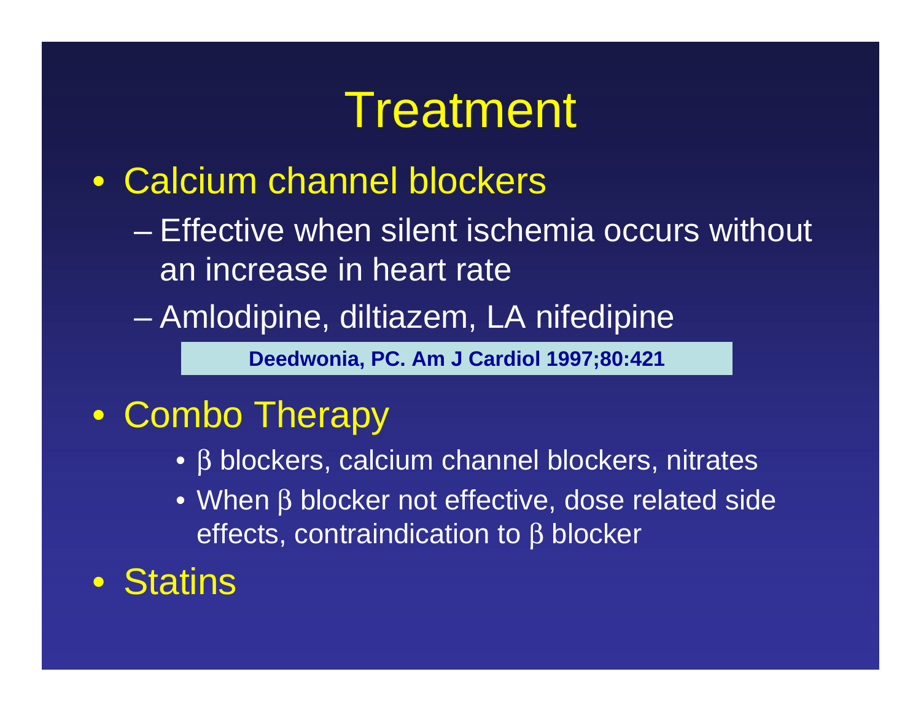# Treatment

- Calcium channel blockers
  - Effective when silent ischemia occurs without an increase in heart rate
  - Amlodipine, diltiazem, LA nifedipine

**Deedwonia, PC. Am J Cardiol 1997;80:421**

- Combo Therapy
  - β blockers, calcium channel blockers, nitrates
  - When β blocker not effective, dose related side effects, contraindication to β blocker
- Statins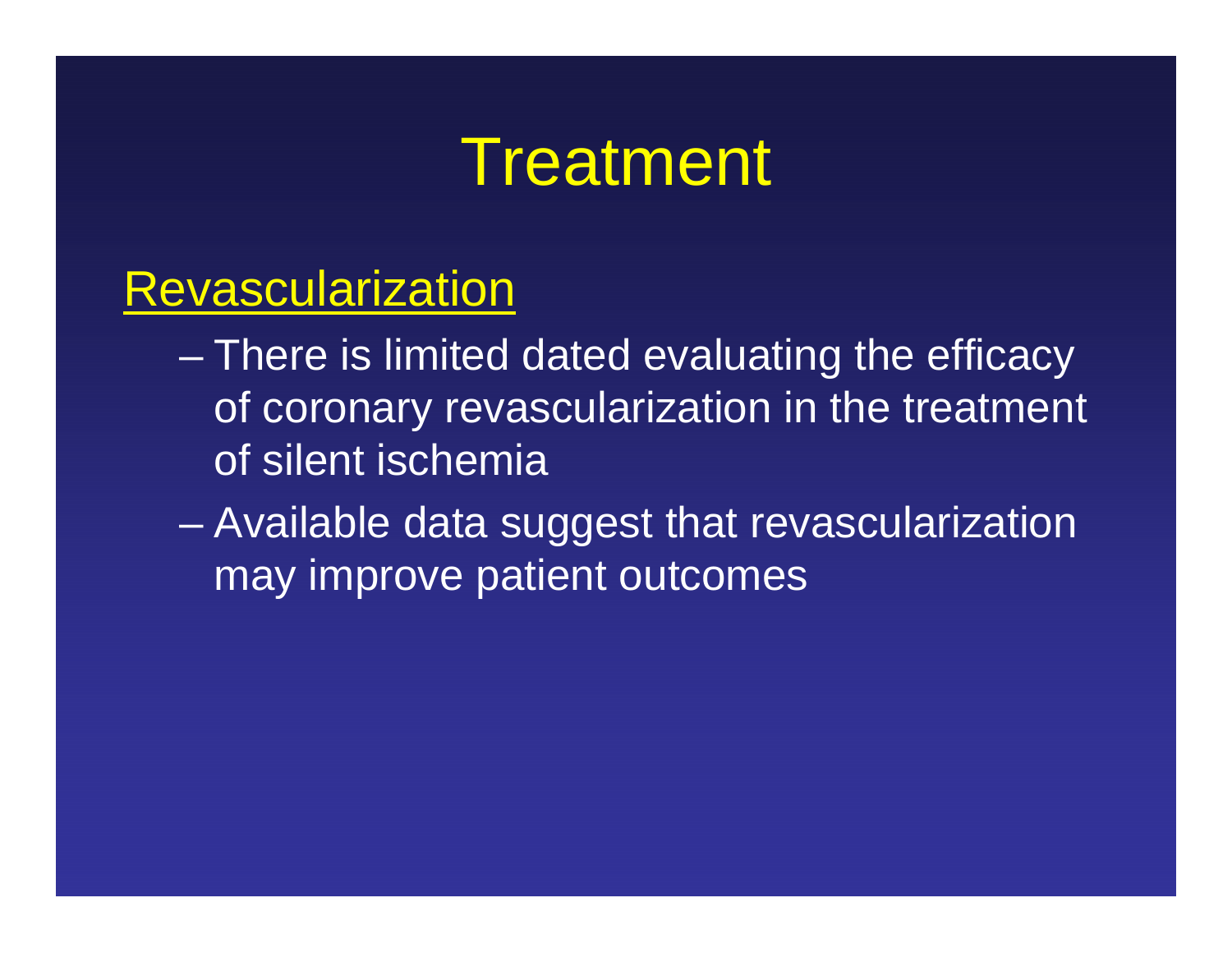# Treatment

<u>Revascularization</u>

- There is limited dated evaluating the efficacy of coronary revascularization in the treatment of silent ischemia
- Available data suggest that revascularization may improve patient outcomes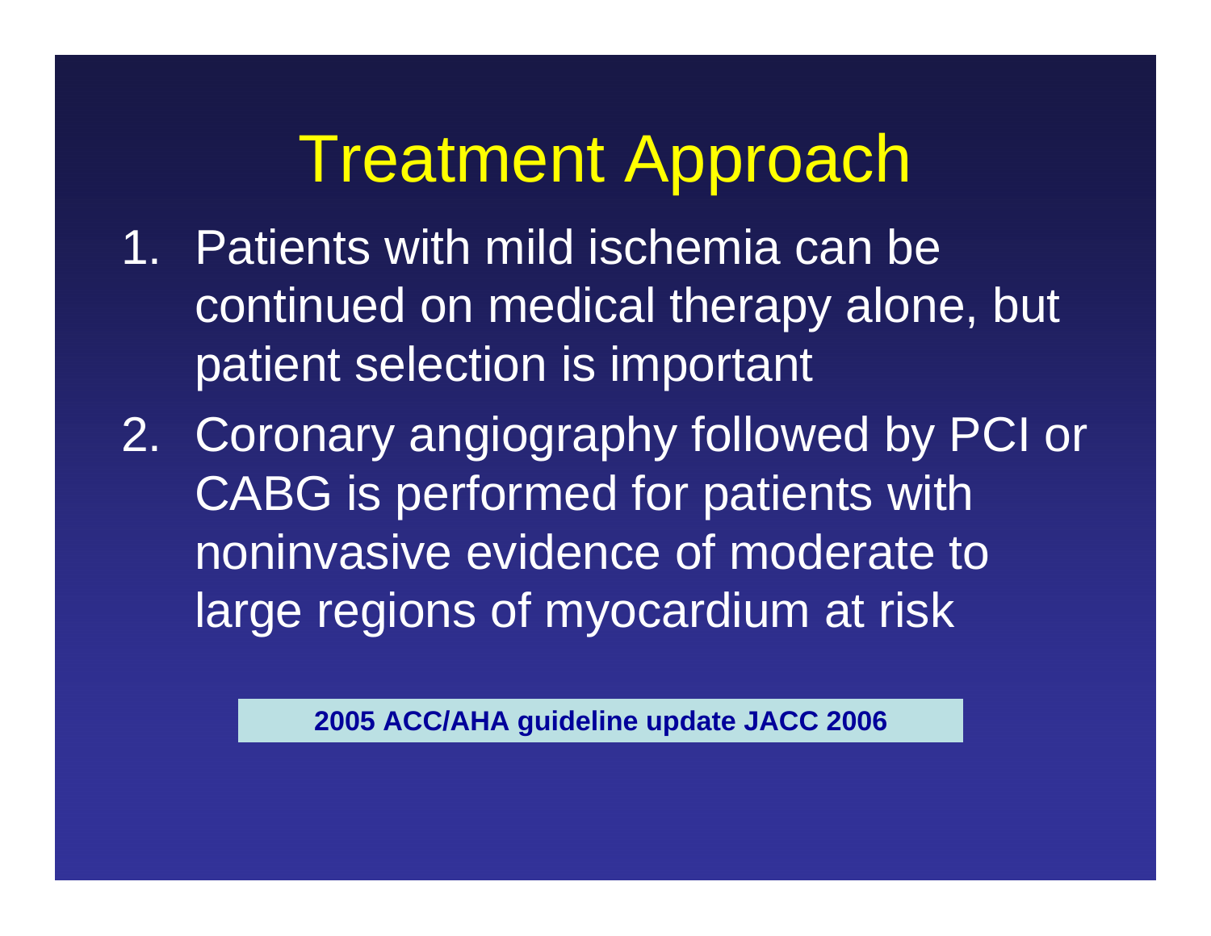# Treatment Approach

1. Patients with mild ischemia can be continued on medical therapy alone, but patient selection is important
2. Coronary angiography followed by PCI or CABG is performed for patients with noninvasive evidence of moderate to large regions of myocardium at risk

**2005 ACC/AHA guideline update JACC 2006**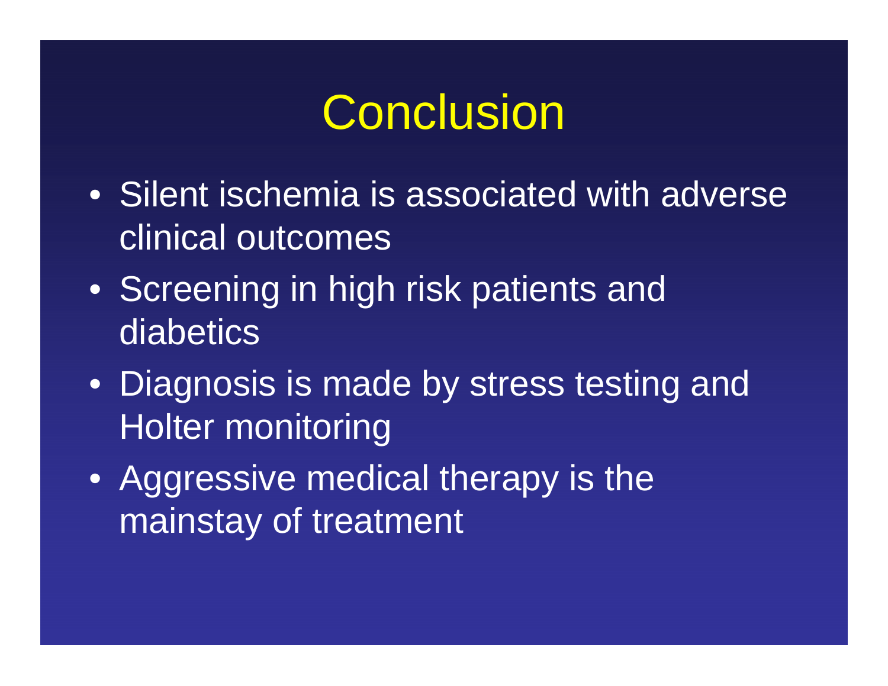# Conclusion

- Silent ischemia is associated with adverse clinical outcomes
- Screening in high risk patients and diabetics
- Diagnosis is made by stress testing and Holter monitoring
- Aggressive medical therapy is the mainstay of treatment